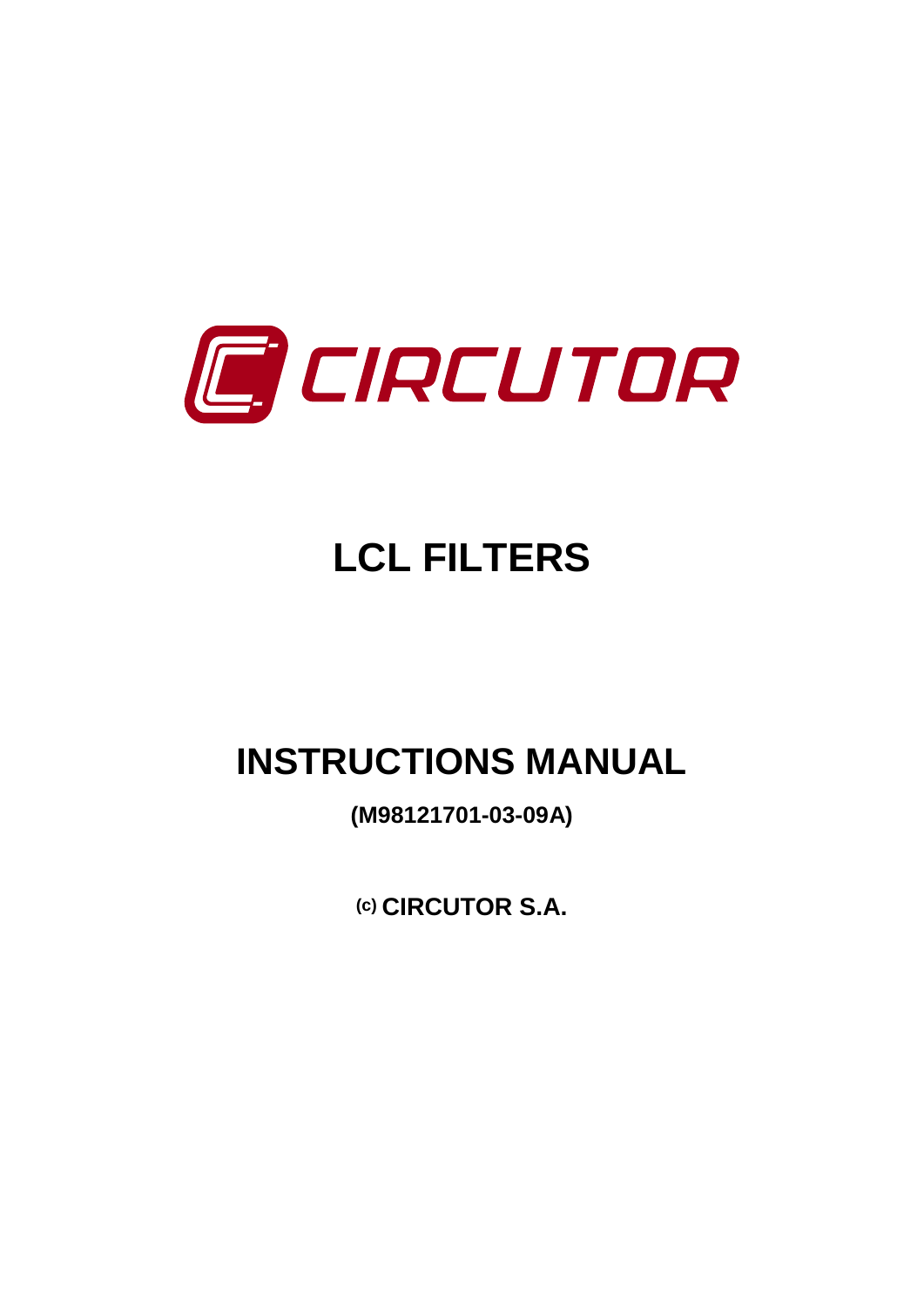CIRCUTOR

# LCL FILTERS

# INSTRUCTIONS MANUAL

**(M98121701-03-09A)**

**(c) CIRCUTOR S.A.**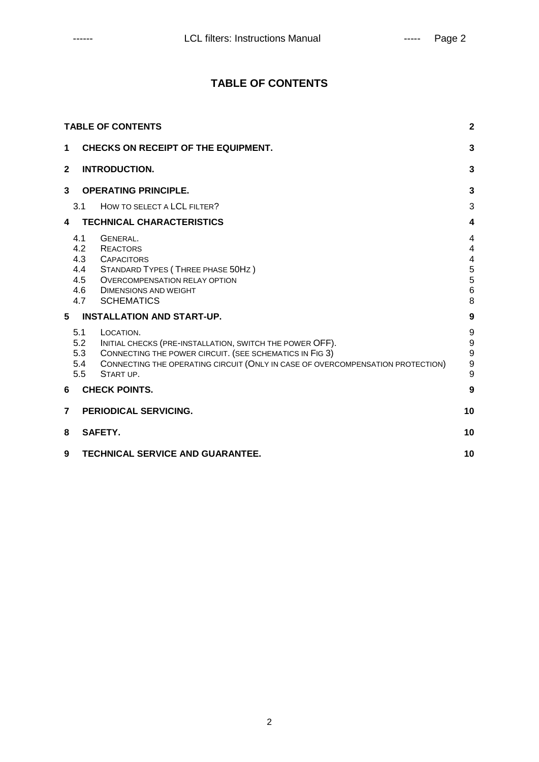# TABLE OF CONTENTS

| | | |
|---|---|---|
| **TABLE OF CONTENTS** | | **2** |
| **1** | **CHECKS ON RECEIPT OF THE EQUIPMENT.** | **3** |
| **2** | **INTRODUCTION.** | **3** |
| **3** | **OPERATING PRINCIPLE.** | **3** |
| 3.1 | HOW TO SELECT A LCL FILTER? | 3 |
| **4** | **TECHNICAL CHARACTERISTICS** | **4** |
| 4.1 | GENERAL. | 4 |
| 4.2 | REACTORS | 4 |
| 4.3 | CAPACITORS | 4 |
| 4.4 | STANDARD TYPES ( THREE PHASE 50HZ ) | 5 |
| 4.5 | OVERCOMPENSATION RELAY OPTION | 5 |
| 4.6 | DIMENSIONS AND WEIGHT | 6 |
| 4.7 | SCHEMATICS | 8 |
| **5** | **INSTALLATION AND START-UP.** | **9** |
| 5.1 | LOCATION. | 9 |
| 5.2 | INITIAL CHECKS (PRE-INSTALLATION, SWITCH THE POWER OFF). | 9 |
| 5.3 | CONNECTING THE POWER CIRCUIT. (SEE SCHEMATICS IN FIG 3) | 9 |
| 5.4 | CONNECTING THE OPERATING CIRCUIT (ONLY IN CASE OF OVERCOMPENSATION PROTECTION) | 9 |
| 5.5 | START UP. | 9 |
| **6** | **CHECK POINTS.** | **9** |
| **7** | **PERIODICAL SERVICING.** | **10** |
| **8** | **SAFETY.** | **10** |
| **9** | **TECHNICAL SERVICE AND GUARANTEE.** | **10** |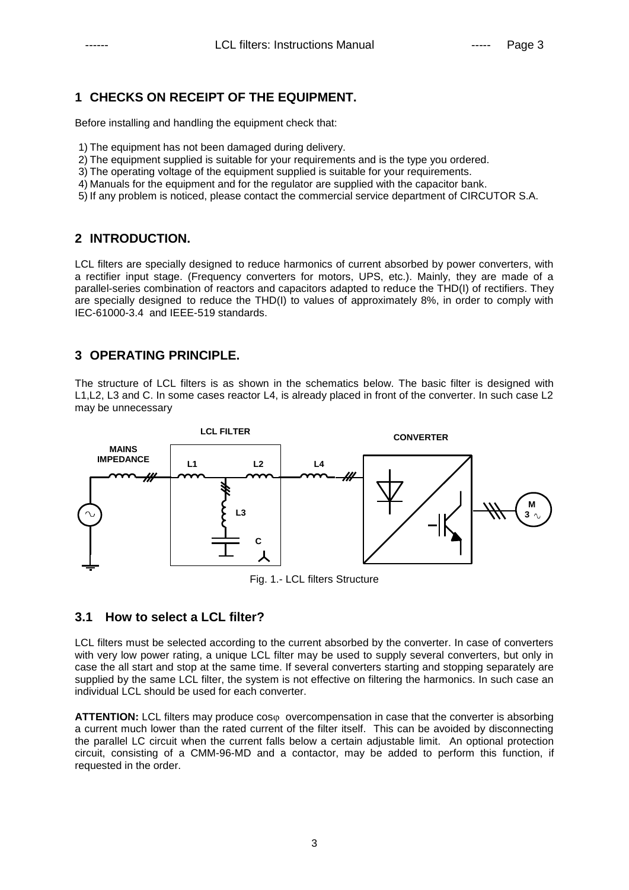## 1 CHECKS ON RECEIPT OF THE EQUIPMENT.

Before installing and handling the equipment check that:

1) The equipment has not been damaged during delivery.
2) The equipment supplied is suitable for your requirements and is the type you ordered.
3) The operating voltage of the equipment supplied is suitable for your requirements.
4) Manuals for the equipment and for the regulator are supplied with the capacitor bank.
5) If any problem is noticed, please contact the commercial service department of CIRCUTOR S.A.

## 2 INTRODUCTION.

LCL filters are specially designed to reduce harmonics of current absorbed by power converters, with a rectifier input stage. (Frequency converters for motors, UPS, etc.). Mainly, they are made of a parallel-series combination of reactors and capacitors adapted to reduce the THD(I) of rectifiers. They are specially designed to reduce the THD(I) to values of approximately 8%, in order to comply with IEC-61000-3.4 and IEEE-519 standards.

## 3 OPERATING PRINCIPLE.

The structure of LCL filters is as shown in the schematics below. The basic filter is designed with L1,L2, L3 and C. In some cases reactor L4, is already placed in front of the converter. In such case L2 may be unnecessary

Fig. 1.- LCL filters Structure

### 3.1 How to select a LCL filter?

LCL filters must be selected according to the current absorbed by the converter. In case of converters with very low power rating, a unique LCL filter may be used to supply several converters, but only in case the all start and stop at the same time. If several converters starting and stopping separately are supplied by the same LCL filter, the system is not effective on filtering the harmonics. In such case an individual LCL should be used for each converter.

**ATTENTION:** LCL filters may produce $\cos\varphi$ overcompensation in case that the converter is absorbing a current much lower than the rated current of the filter itself. This can be avoided by disconnecting the parallel LC circuit when the current falls below a certain adjustable limit. An optional protection circuit, consisting of a CMM-96-MD and a contactor, may be added to perform this function, if requested in the order.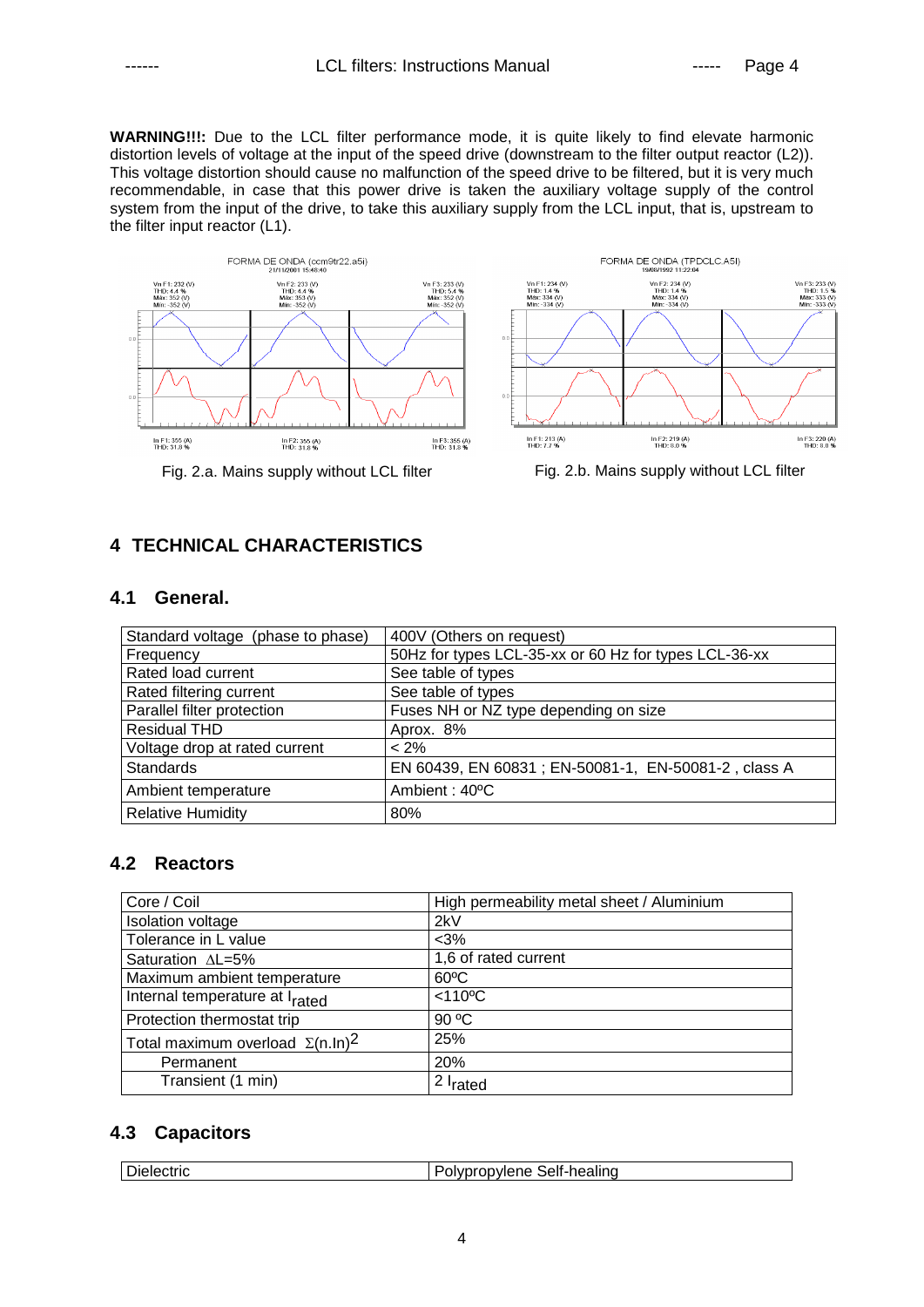**WARNING!!!:** Due to the LCL filter performance mode, it is quite likely to find elevate harmonic distortion levels of voltage at the input of the speed drive (downstream to the filter output reactor (L2)). This voltage distortion should cause no malfunction of the speed drive to be filtered, but it is very much recommendable, in case that this power drive is taken the auxiliary voltage supply of the control system from the input of the drive, to take this auxiliary supply from the LCL input, that is, upstream to the filter input reactor (L1).

Fig. 2.a. Mains supply without LCL filter

Fig. 2.b. Mains supply without LCL filter

## 4 TECHNICAL CHARACTERISTICS

### 4.1 General.

| Standard voltage (phase to phase) | 400V (Others on request) |
|---|---|
| Frequency | 50Hz for types LCL-35-xx or 60 Hz for types LCL-36-xx |
| Rated load current | See table of types |
| Rated filtering current | See table of types |
| Parallel filter protection | Fuses NH or NZ type depending on size |
| Residual THD | Aprox. 8% |
| Voltage drop at rated current | < 2% |
| Standards | EN 60439, EN 60831 ; EN-50081-1, EN-50081-2 , class A |
| Ambient temperature | Ambient : 40ºC |
| Relative Humidity | 80% |

### 4.2 Reactors

| Core / Coil | High permeability metal sheet / Aluminium |
|---|---|
| Isolation voltage | 2kV |
| Tolerance in L value | <3% |
| Saturation $\Delta L$=5% | 1,6 of rated current |
| Maximum ambient temperature | 60ºC |
| Internal temperature at $I_{rated}$ | <110ºC |
| Protection thermostat trip | 90 ºC |
| Total maximum overload $\Sigma(n.In)^2$ | 25% |
| Permanent | 20% |
| Transient (1 min) | 2 $I_{rated}$ |

### 4.3 Capacitors

| Dielectric | Polypropylene Self-healing |
|---|---|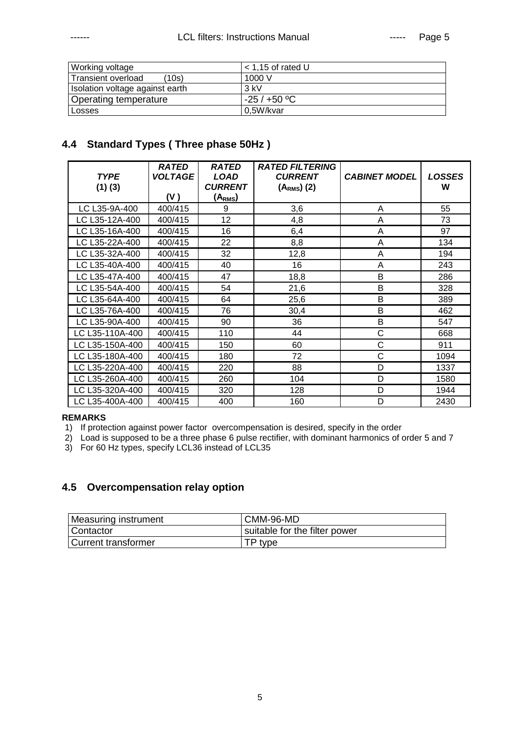| Working voltage | < 1,15 of rated U |
|---|---|
| Transient overload (10s) | 1000 V |
| Isolation voltage against earth | 3 kV |
| Operating temperature | -25 / +50 ºC |
| Losses | 0,5W/kvar |

## 4.4 Standard Types ( Three phase 50Hz )

| ***TYPE*** **(1) (3)** | ***RATED VOLTAGE*** **(V )** | ***RATED LOAD CURRENT*** **($A_{RMS}$)** | ***RATED FILTERING CURRENT*** **($A_{RMS}$) (2)** | ***CABINET MODEL*** | ***LOSSES*** **W** |
|---|---|---|---|---|---|
| LC L35-9A-400 | 400/415 | 9 | 3,6 | A | 55 |
| LC L35-12A-400 | 400/415 | 12 | 4,8 | A | 73 |
| LC L35-16A-400 | 400/415 | 16 | 6,4 | A | 97 |
| LC L35-22A-400 | 400/415 | 22 | 8,8 | A | 134 |
| LC L35-32A-400 | 400/415 | 32 | 12,8 | A | 194 |
| LC L35-40A-400 | 400/415 | 40 | 16 | A | 243 |
| LC L35-47A-400 | 400/415 | 47 | 18,8 | B | 286 |
| LC L35-54A-400 | 400/415 | 54 | 21,6 | B | 328 |
| LC L35-64A-400 | 400/415 | 64 | 25,6 | B | 389 |
| LC L35-76A-400 | 400/415 | 76 | 30,4 | B | 462 |
| LC L35-90A-400 | 400/415 | 90 | 36 | B | 547 |
| LC L35-110A-400 | 400/415 | 110 | 44 | C | 668 |
| LC L35-150A-400 | 400/415 | 150 | 60 | C | 911 |
| LC L35-180A-400 | 400/415 | 180 | 72 | C | 1094 |
| LC L35-220A-400 | 400/415 | 220 | 88 | D | 1337 |
| LC L35-260A-400 | 400/415 | 260 | 104 | D | 1580 |
| LC L35-320A-400 | 400/415 | 320 | 128 | D | 1944 |
| LC L35-400A-400 | 400/415 | 400 | 160 | D | 2430 |

**REMARKS**

1) If protection against power factor overcompensation is desired, specify in the order
2) Load is supposed to be a three phase 6 pulse rectifier, with dominant harmonics of order 5 and 7
3) For 60 Hz types, specify LCL36 instead of LCL35

## 4.5 Overcompensation relay option

| Measuring instrument | CMM-96-MD |
|---|---|
| Contactor | suitable for the filter power |
| Current transformer | TP type |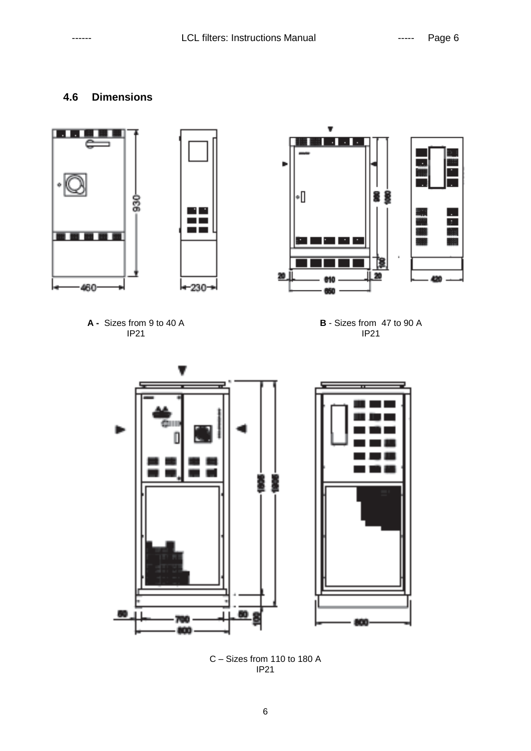### 4.6 Dimensions

**A -** Sizes from 9 to 40 A
IP21

**B** - Sizes from 47 to 90 A
IP21

C – Sizes from 110 to 180 A
IP21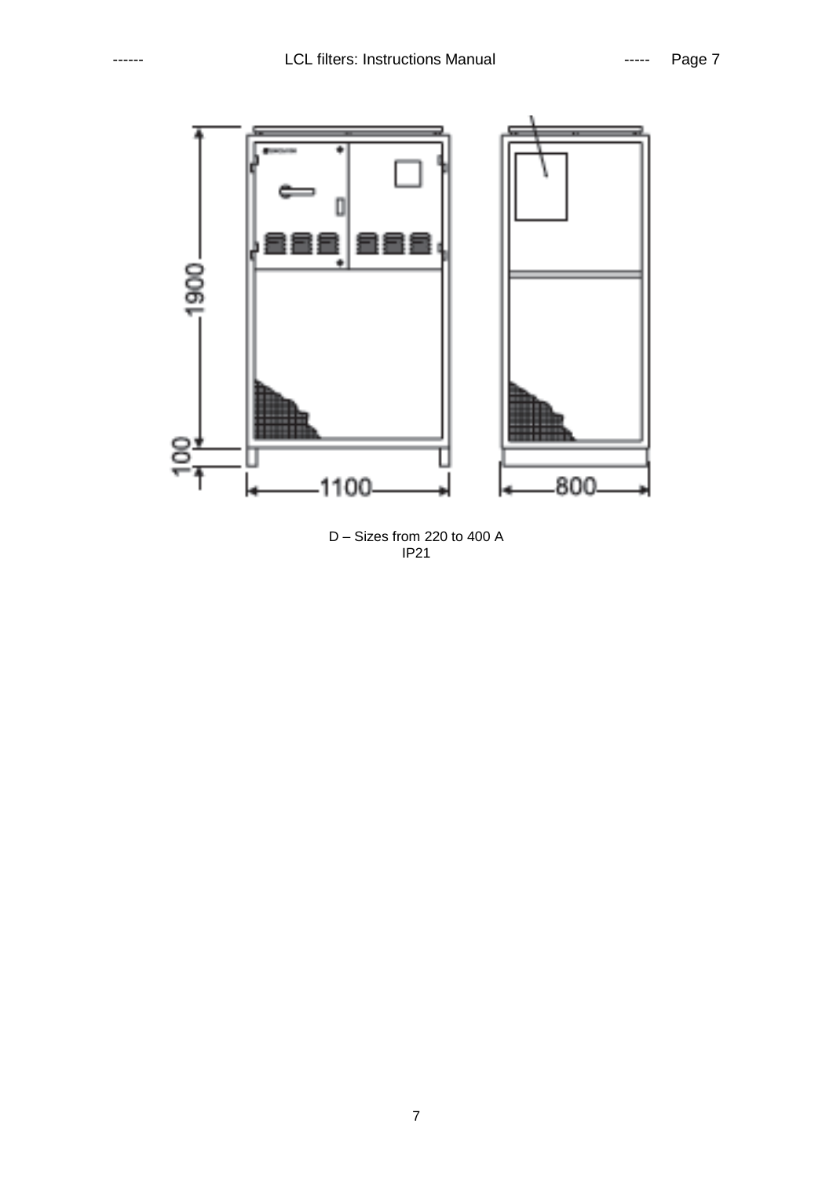D – Sizes from 220 to 400 A
IP21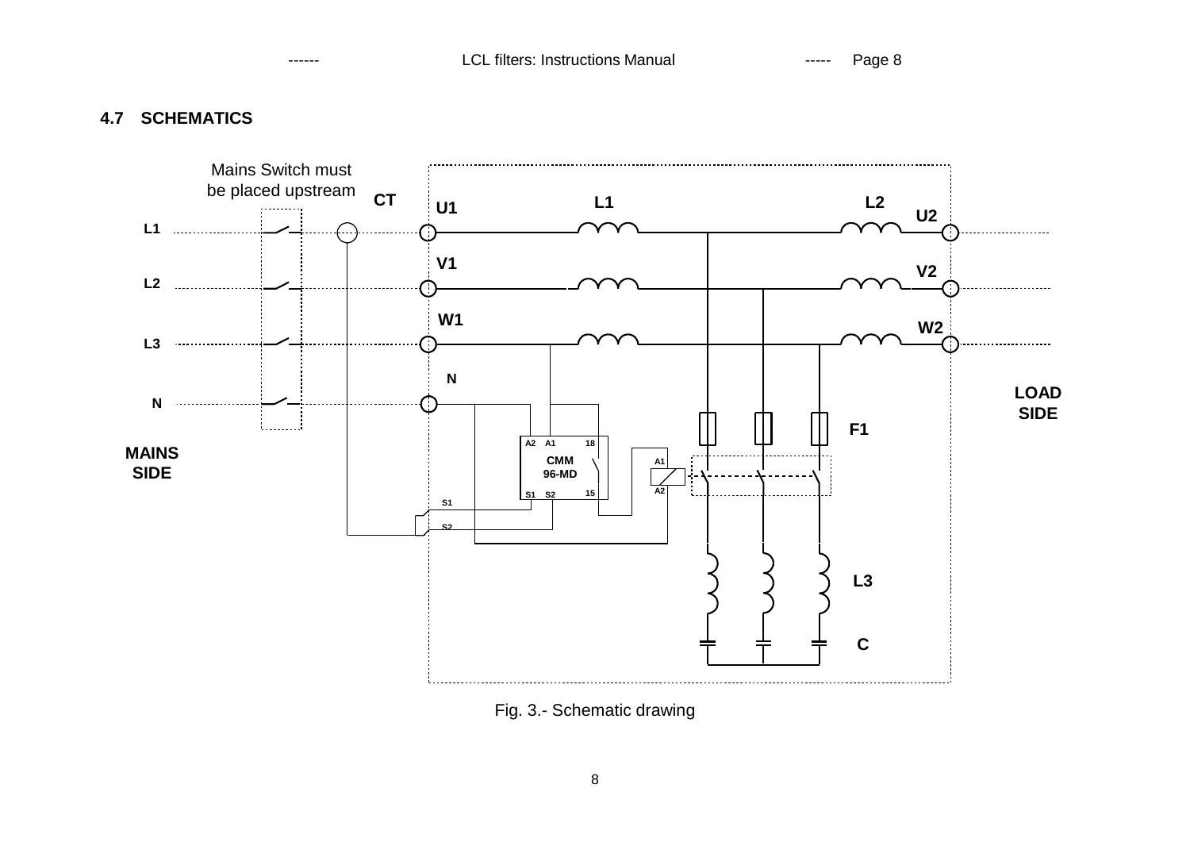## 4.7 SCHEMATICS

Mains Switch must be placed upstream

CT

U1 L1 L2 U2

V1 V2

W1 W2

N

L1

L2

L3

N

MAINS SIDE

LOAD SIDE

A2 A1 18 CMM 96-MD S1 S2 15

S1

S2

A1

A2

F1

L3

C

Fig. 3.- Schematic drawing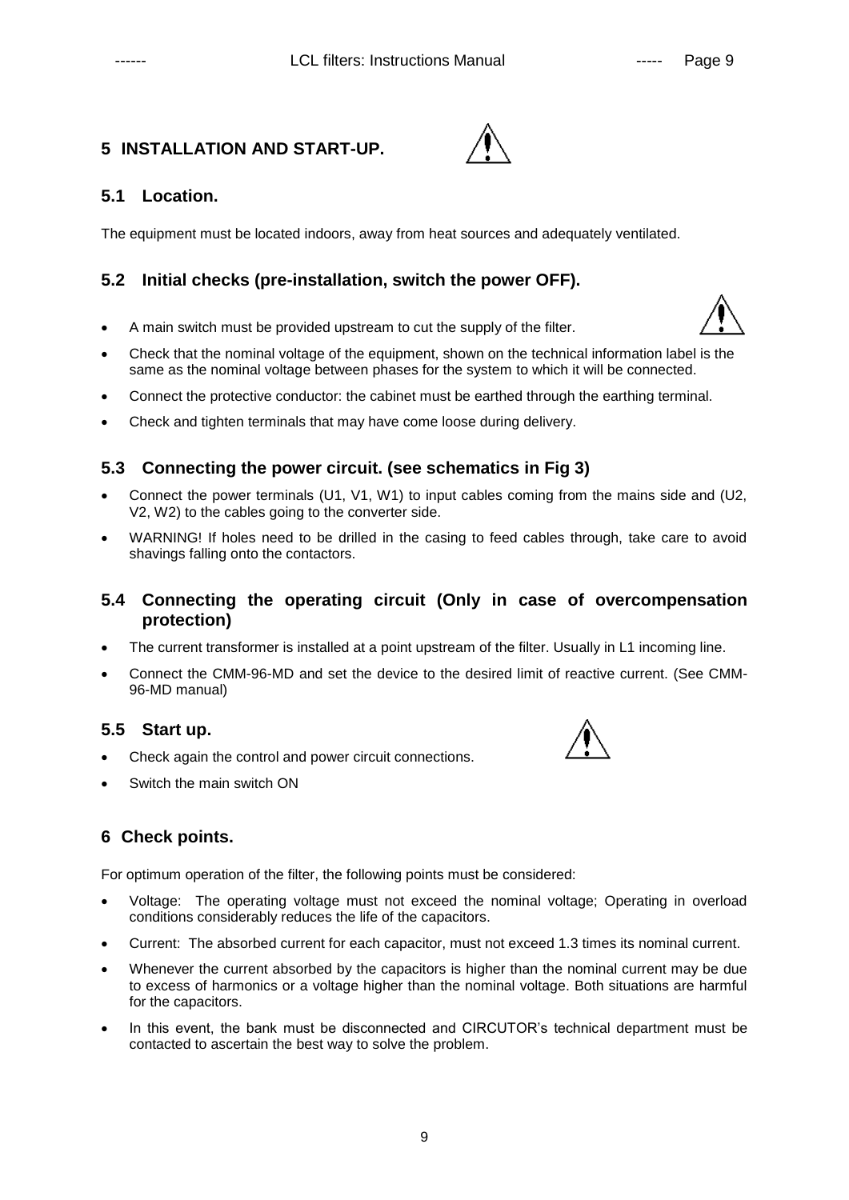## 5 INSTALLATION AND START-UP.

### 5.1 Location.

The equipment must be located indoors, away from heat sources and adequately ventilated.

### 5.2 Initial checks (pre-installation, switch the power OFF).

- A main switch must be provided upstream to cut the supply of the filter.
- Check that the nominal voltage of the equipment, shown on the technical information label is the same as the nominal voltage between phases for the system to which it will be connected.
- Connect the protective conductor: the cabinet must be earthed through the earthing terminal.
- Check and tighten terminals that may have come loose during delivery.

### 5.3 Connecting the power circuit. (see schematics in Fig 3)

- Connect the power terminals (U1, V1, W1) to input cables coming from the mains side and (U2, V2, W2) to the cables going to the converter side.
- WARNING! If holes need to be drilled in the casing to feed cables through, take care to avoid shavings falling onto the contactors.

### 5.4 Connecting the operating circuit (Only in case of overcompensation protection)

- The current transformer is installed at a point upstream of the filter. Usually in L1 incoming line.
- Connect the CMM-96-MD and set the device to the desired limit of reactive current. (See CMM-96-MD manual)

### 5.5 Start up.

- Check again the control and power circuit connections.
- Switch the main switch ON

## 6 Check points.

For optimum operation of the filter, the following points must be considered:

- Voltage: The operating voltage must not exceed the nominal voltage; Operating in overload conditions considerably reduces the life of the capacitors.
- Current: The absorbed current for each capacitor, must not exceed 1.3 times its nominal current.
- Whenever the current absorbed by the capacitors is higher than the nominal current may be due to excess of harmonics or a voltage higher than the nominal voltage. Both situations are harmful for the capacitors.
- In this event, the bank must be disconnected and CIRCUTOR's technical department must be contacted to ascertain the best way to solve the problem.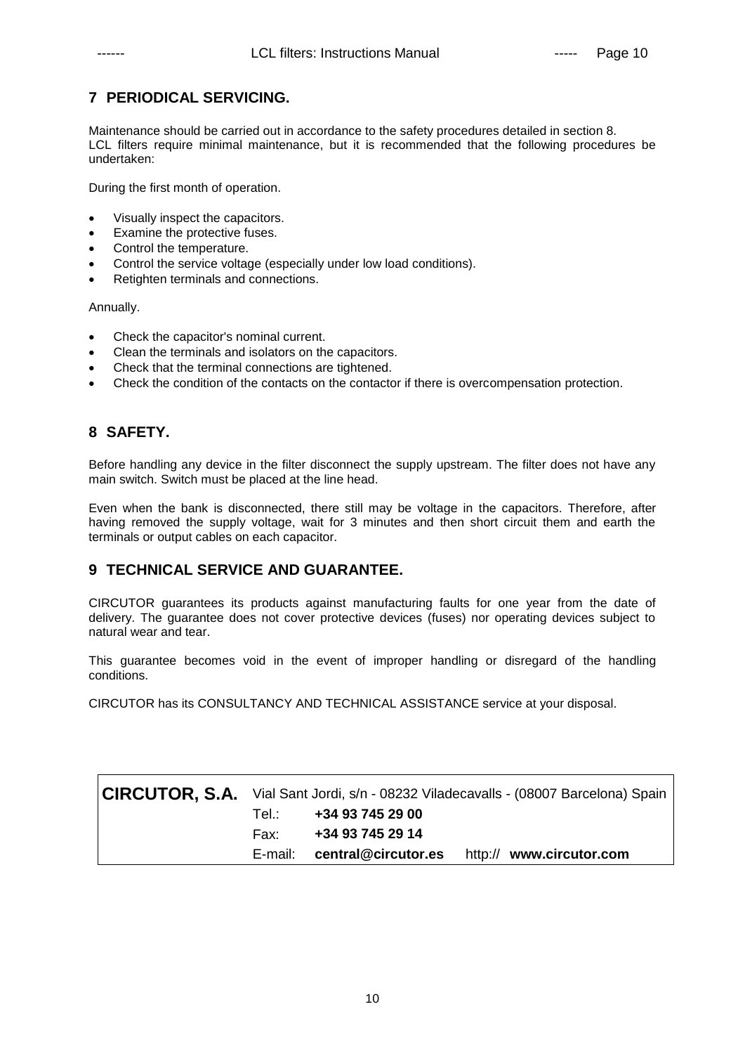## 7 PERIODICAL SERVICING.

Maintenance should be carried out in accordance to the safety procedures detailed in section 8.
LCL filters require minimal maintenance, but it is recommended that the following procedures be undertaken:

During the first month of operation.

- Visually inspect the capacitors.
- Examine the protective fuses.
- Control the temperature.
- Control the service voltage (especially under low load conditions).
- Retighten terminals and connections.

Annually.

- Check the capacitor's nominal current.
- Clean the terminals and isolators on the capacitors.
- Check that the terminal connections are tightened.
- Check the condition of the contacts on the contactor if there is overcompensation protection.

## 8 SAFETY.

Before handling any device in the filter disconnect the supply upstream. The filter does not have any main switch. Switch must be placed at the line head.

Even when the bank is disconnected, there still may be voltage in the capacitors. Therefore, after having removed the supply voltage, wait for 3 minutes and then short circuit them and earth the terminals or output cables on each capacitor.

## 9 TECHNICAL SERVICE AND GUARANTEE.

CIRCUTOR guarantees its products against manufacturing faults for one year from the date of delivery. The guarantee does not cover protective devices (fuses) nor operating devices subject to natural wear and tear.

This guarantee becomes void in the event of improper handling or disregard of the handling conditions.

CIRCUTOR has its CONSULTANCY AND TECHNICAL ASSISTANCE service at your disposal.

| | | | |
|---|---|---|---|
| **CIRCUTOR, S.A.** | Vial Sant Jordi, s/n - 08232 Viladecavalls - (08007 Barcelona) Spain | | |
| | Tel.: | **+34 93 745 29 00** | |
| | Fax: | **+34 93 745 29 14** | |
| | E-mail: | **central@circutor.es** | http:// **www.circutor.com** |